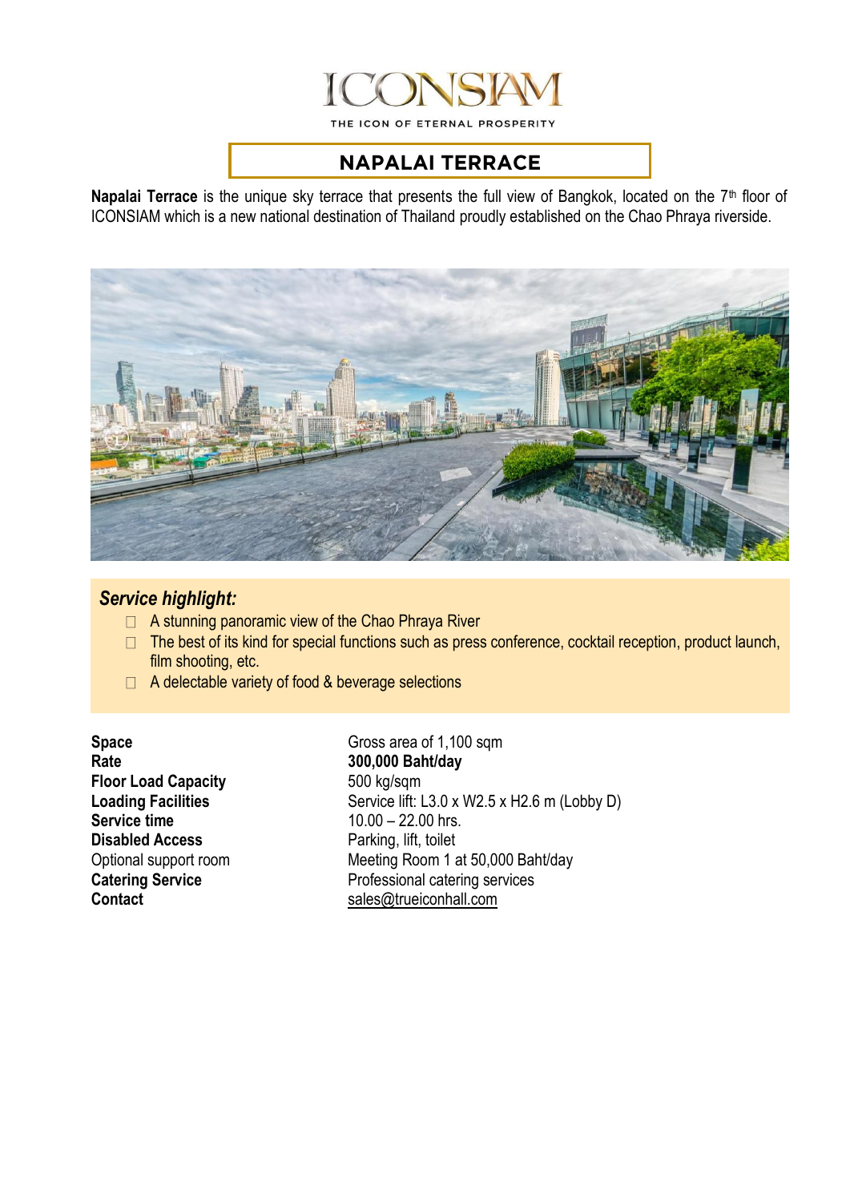# ICONSIAM

THE ICON OF ETERNAL PROSPERITY

## NAPALAI TERRACE

**Napalai Terrace** is the unique sky terrace that presents the full view of Bangkok, located on the 7th floor of ICONSIAM which is a new national destination of Thailand proudly established on the Chao Phraya riverside.

### *Service highlight:*

- A stunning panoramic view of the Chao Phraya River
- The best of its kind for special functions such as press conference, cocktail reception, product launch, film shooting, etc.
- A delectable variety of food & beverage selections

| | |
|---|---|
| **Space** | Gross area of 1,100 sqm |
| **Rate** | **300,000 Baht/day** |
| **Floor Load Capacity** | 500 kg/sqm |
| **Loading Facilities** | Service lift: L3.0 x W2.5 x H2.6 m (Lobby D) |
| **Service time** | 10.00 – 22.00 hrs. |
| **Disabled Access** | Parking, lift, toilet |
| Optional support room | Meeting Room 1 at 50,000 Baht/day |
| **Catering Service** | Professional catering services |
| **Contact** | sales@trueiconhall.com |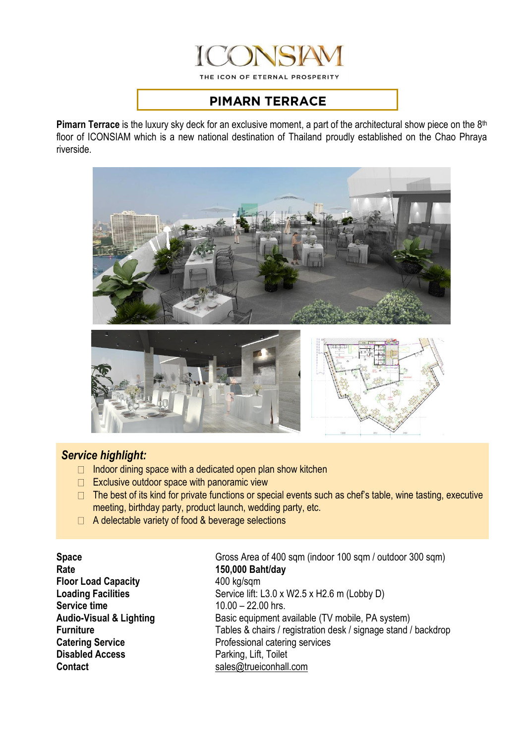# ICONSIAM

THE ICON OF ETERNAL PROSPERITY

## PIMARN TERRACE

**Pimarn Terrace** is the luxury sky deck for an exclusive moment, a part of the architectural show piece on the 8th floor of ICONSIAM which is a new national destination of Thailand proudly established on the Chao Phraya riverside.

### *Service highlight:*

- Indoor dining space with a dedicated open plan show kitchen
- Exclusive outdoor space with panoramic view
- The best of its kind for private functions or special events such as chef's table, wine tasting, executive meeting, birthday party, product launch, wedding party, etc.
- A delectable variety of food & beverage selections

| | |
|---|---|
| **Space** | Gross Area of 400 sqm (indoor 100 sqm / outdoor 300 sqm) |
| **Rate** | **150,000 Baht/day** |
| **Floor Load Capacity** | 400 kg/sqm |
| **Loading Facilities** | Service lift: L3.0 x W2.5 x H2.6 m (Lobby D) |
| **Service time** | 10.00 – 22.00 hrs. |
| **Audio-Visual & Lighting** | Basic equipment available (TV mobile, PA system) |
| **Furniture** | Tables & chairs / registration desk / signage stand / backdrop |
| **Catering Service** | Professional catering services |
| **Disabled Access** | Parking, Lift, Toilet |
| **Contact** | sales@trueiconhall.com |